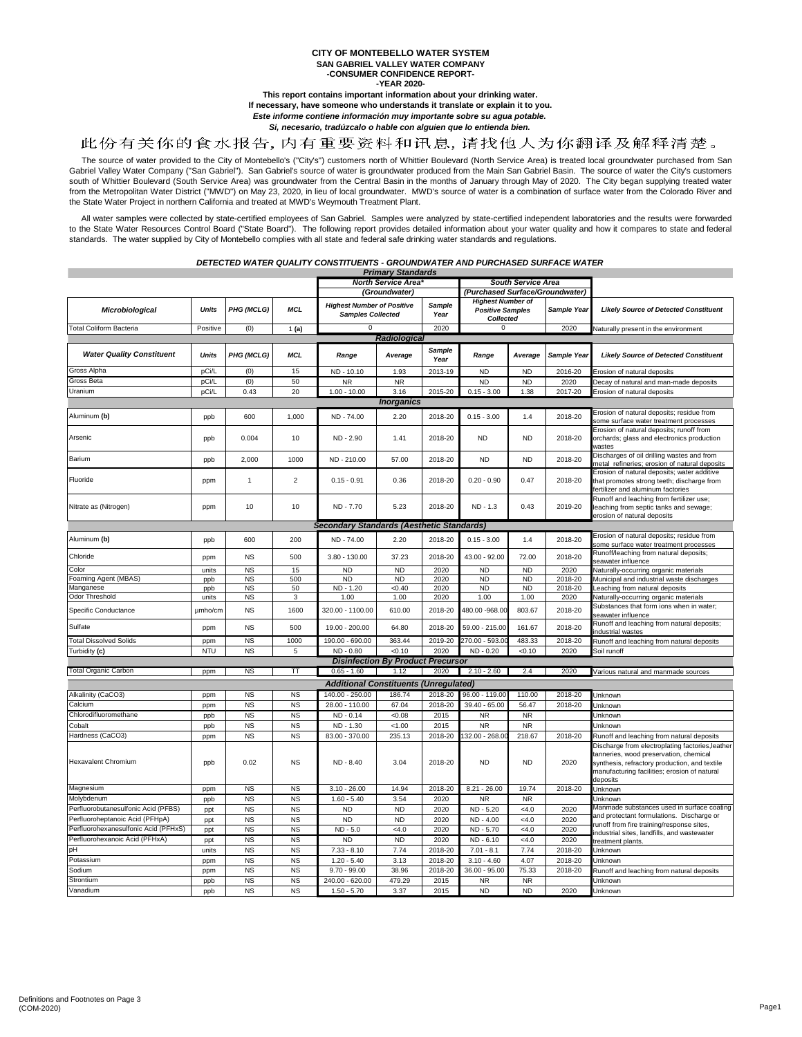**CITY OF MONTEBELLO WATER SYSTEM**
**SAN GABRIEL VALLEY WATER COMPANY**
**-CONSUMER CONFIDENCE REPORT-**
**-YEAR 2020-**

**This report contains important information about your drinking water.**
**If necessary, have someone who understands it translate or explain it to you.**
***Este informe contiene información muy importante sobre su agua potable.***
***Si, necesario, tradúzcalo o hable con alguien que lo entienda bien.***

此份有关你的食水报告,内有重要资料和讯息,请找他人为你翻译及解释清楚。

The source of water provided to the City of Montebello's ("City's") customers north of Whittier Boulevard (North Service Area) is treated local groundwater purchased from San Gabriel Valley Water Company ("San Gabriel"). San Gabriel's source of water is groundwater produced from the Main San Gabriel Basin. The source of water the City's customers south of Whittier Boulevard (South Service Area) was groundwater from the Central Basin in the months of January through May of 2020. The City began supplying treated water from the Metropolitan Water District ("MWD") on May 23, 2020, in lieu of local groundwater. MWD's source of water is a combination of surface water from the Colorado River and the State Water Project in northern California and treated at MWD's Weymouth Treatment Plant.

All water samples were collected by state-certified employees of San Gabriel. Samples were analyzed by state-certified independent laboratories and the results were forwarded to the State Water Resources Control Board ("State Board"). The following report provides detailed information about your water quality and how it compares to state and federal standards. The water supplied by City of Montebello complies with all state and federal safe drinking water standards and regulations.

***DETECTED WATER QUALITY CONSTITUENTS - GROUNDWATER AND PURCHASED SURFACE WATER***

| | | | | North Service Area* (Groundwater) | | | South Service Area (Purchased Surface/Groundwater) | | | |
|---|---|---|---|---|---|---|---|---|---|---|
| ***Primary Standards*** | | | | | | | | | | |
| ***Microbiological*** | ***Units*** | ***PHG (MCLG)*** | ***MCL*** | ***Highest Number of Positive Samples Collected*** | | ***Sample Year*** | ***Highest Number of Positive Samples Collected*** | | ***Sample Year*** | ***Likely Source of Detected Constituent*** |
| Total Coliform Bacteria | Positive | (0) | 1 **(a)** | 0 | | 2020 | 0 | | 2020 | Naturally present in the environment |
| ***Radiological*** | | | | | | | | | | |
| ***Water Quality Constituent*** | ***Units*** | ***PHG (MCLG)*** | ***MCL*** | ***Range*** | ***Average*** | ***Sample Year*** | ***Range*** | ***Average*** | ***Sample Year*** | ***Likely Source of Detected Constituent*** |
| Gross Alpha | pCi/L | (0) | 15 | ND - 10.10 | 1.93 | 2013-19 | ND | ND | 2016-20 | Erosion of natural deposits |
| Gross Beta | pCi/L | (0) | 50 | NR | NR | | ND | ND | 2020 | Decay of natural and man-made deposits |
| Uranium | pCi/L | 0.43 | 20 | 1.00 - 10.00 | 3.16 | 2015-20 | 0.15 - 3.00 | 1.38 | 2017-20 | Erosion of natural deposits |
| ***Inorganics*** | | | | | | | | | | |
| Aluminum **(b)** | ppb | 600 | 1,000 | ND - 74.00 | 2.20 | 2018-20 | 0.15 - 3.00 | 1.4 | 2018-20 | Erosion of natural deposits; residue from some surface water treatment processes |
| Arsenic | ppb | 0.004 | 10 | ND - 2.90 | 1.41 | 2018-20 | ND | ND | 2018-20 | Erosion of natural deposits; runoff from orchards; glass and electronics production wastes |
| Barium | ppb | 2,000 | 1000 | ND - 210.00 | 57.00 | 2018-20 | ND | ND | 2018-20 | Discharges of oil drilling wastes and from metal refineries; erosion of natural deposits |
| Fluoride | ppm | 1 | 2 | 0.15 - 0.91 | 0.36 | 2018-20 | 0.20 - 0.90 | 0.47 | 2018-20 | Erosion of natural deposits; water additive that promotes strong teeth; discharge from fertilizer and aluminum factories |
| Nitrate as (Nitrogen) | ppm | 10 | 10 | ND - 7.70 | 5.23 | 2018-20 | ND - 1.3 | 0.43 | 2019-20 | Runoff and leaching from fertilizer use; leaching from septic tanks and sewage; erosion of natural deposits |
| ***Secondary Standards (Aesthetic Standards)*** | | | | | | | | | | |
| Aluminum **(b)** | ppb | 600 | 200 | ND - 74.00 | 2.20 | 2018-20 | 0.15 - 3.00 | 1.4 | 2018-20 | Erosion of natural deposits; residue from some surface water treatment processes |
| Chloride | ppm | NS | 500 | 3.80 - 130.00 | 37.23 | 2018-20 | 43.00 - 92.00 | 72.00 | 2018-20 | Runoff/leaching from natural deposits; seawater influence |
| Color | units | NS | 15 | ND | ND | 2020 | ND | ND | 2020 | Naturally-occurring organic materials |
| Foaming Agent (MBAS) | ppb | NS | 500 | ND | ND | 2020 | ND | ND | 2018-20 | Municipal and industrial waste discharges |
| Manganese | ppb | NS | 50 | ND - 1.20 | <0.40 | 2020 | ND | ND | 2018-20 | Leaching from natural deposits |
| Odor Threshold | units | NS | 3 | 1.00 | 1.00 | 2020 | 1.00 | 1.00 | 2020 | Naturally-occurring organic materials |
| Specific Conductance | µmho/cm | NS | 1600 | 320.00 - 1100.00 | 610.00 | 2018-20 | 480.00 -968.00 | 803.67 | 2018-20 | Substances that form ions when in water; seawater influence |
| Sulfate | ppm | NS | 500 | 19.00 - 200.00 | 64.80 | 2018-20 | 59.00 - 215.00 | 161.67 | 2018-20 | Runoff and leaching from natural deposits; industrial wastes |
| Total Dissolved Solids | ppm | NS | 1000 | 190.00 - 690.00 | 363.44 | 2019-20 | 270.00 - 593.00 | 483.33 | 2018-20 | Runoff and leaching from natural deposits |
| Turbidity **(c)** | NTU | NS | 5 | ND - 0.80 | <0.10 | 2020 | ND - 0.20 | <0.10 | 2020 | Soil runoff |
| ***Disinfection By Product Precursor*** | | | | | | | | | | |
| Total Organic Carbon | ppm | NS | TT | 0.65 - 1.60 | 1.12 | 2020 | 2.10 - 2.60 | 2.4 | 2020 | Various natural and manmade sources |
| ***Additional Constituents (Unregulated)*** | | | | | | | | | | |
| Alkalinity (CaCO3) | ppm | NS | NS | 140.00 - 250.00 | 186.74 | 2018-20 | 96.00 - 119.00 | 110.00 | 2018-20 | Unknown |
| Calcium | ppm | NS | NS | 28.00 - 110.00 | 67.04 | 2018-20 | 39.40 - 65.00 | 56.47 | 2018-20 | Unknown |
| Chlorodifluoromethane | ppb | NS | NS | ND - 0.14 | <0.08 | 2015 | NR | NR | | Unknown |
| Cobalt | ppb | NS | NS | ND - 1.30 | <1.00 | 2015 | NR | NR | | Unknown |
| Hardness (CaCO3) | ppm | NS | NS | 83.00 - 370.00 | 235.13 | 2018-20 | 132.00 - 268.00 | 218.67 | 2018-20 | Runoff and leaching from natural deposits |
| Hexavalent Chromium | ppb | 0.02 | NS | ND - 8.40 | 3.04 | 2018-20 | ND | ND | 2020 | Discharge from electroplating factories,leather tanneries, wood preservation, chemical synthesis, refractory production, and textile manufacturing facilities; erosion of natural deposits |
| Magnesium | ppm | NS | NS | 3.10 - 26.00 | 14.94 | 2018-20 | 8.21 - 26.00 | 19.74 | 2018-20 | Unknown |
| Molybdenum | ppb | NS | NS | 1.60 - 5.40 | 3.54 | 2020 | NR | NR | | Unknown |
| Perfluorobutanesulfonic Acid (PFBS) | ppt | NS | NS | ND | ND | 2020 | ND - 5.20 | <4.0 | 2020 | Manmade substances used in surface coating and protectant formulations. Discharge or runoff from fire training/response sites, industrial sites, landfills, and wastewater treatment plants. |
| Perfluoroheptanoic Acid (PFHpA) | ppt | NS | NS | ND | ND | 2020 | ND - 4.00 | <4.0 | 2020 | |
| Perfluorohexanesulfonic Acid (PFHxS) | ppt | NS | NS | ND - 5.0 | <4.0 | 2020 | ND - 5.70 | <4.0 | 2020 | |
| Perfluorohexanoic Acid (PFHxA) | ppt | NS | NS | ND | ND | 2020 | ND - 6.10 | <4.0 | 2020 | |
| pH | units | NS | NS | 7.33 - 8.10 | 7.74 | 2018-20 | 7.01 - 8.1 | 7.74 | 2018-20 | Unknown |
| Potassium | ppm | NS | NS | 1.20 - 5.40 | 3.13 | 2018-20 | 3.10 - 4.60 | 4.07 | 2018-20 | Unknown |
| Sodium | ppm | NS | NS | 9.70 - 99.00 | 38.96 | 2018-20 | 36.00 - 95.00 | 75.33 | 2018-20 | Runoff and leaching from natural deposits |
| Strontium | ppb | NS | NS | 240.00 - 620.00 | 479.29 | 2015 | NR | NR | | Unknown |
| Vanadium | ppb | NS | NS | 1.50 - 5.70 | 3.37 | 2015 | ND | ND | 2020 | Unknown |

Definitions and Footnotes on Page 3
(COM-2020)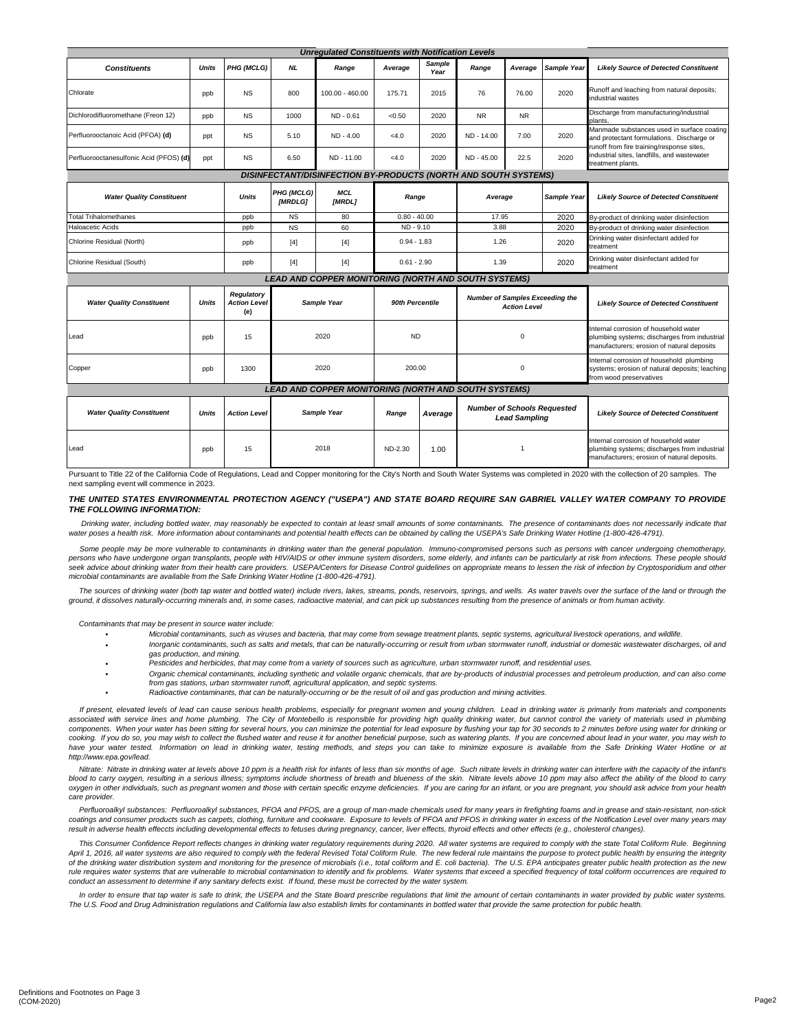| Unregulated Constituents with Notification Levels | | | | | | | | | | |
|---|---|---|---|---|---|---|---|---|---|---|
| **Constituents** | **Units** | **PHG (MCLG)** | **NL** | **Range** | **Average** | **Sample Year** | **Range** | **Average** | **Sample Year** | **Likely Source of Detected Constituent** |
| Chlorate | ppb | NS | 800 | 100.00 - 460.00 | 175.71 | 2015 | 76 | 76.00 | 2020 | Runoff and leaching from natural deposits; industrial wastes |
| Dichlorodifluoromethane (Freon 12) | ppb | NS | 1000 | ND - 0.61 | <0.50 | 2020 | NR | NR | | Discharge from manufacturing/industrial plants. |
| Perfluorooctanoic Acid (PFOA) **(d)** | ppt | NS | 5.10 | ND - 4.00 | <4.0 | 2020 | ND - 14.00 | 7.00 | 2020 | Manmade substances used in surface coating and protectant formulations. Discharge or runoff from fire training/response sites, industrial sites, landfills, and wastewater treatment plants. |
| Perfluorooctanesulfonic Acid (PFOS) **(d)** | ppt | NS | 6.50 | ND - 11.00 | <4.0 | 2020 | ND - 45.00 | 22.5 | 2020 | |

| DISINFECTANT/DISINFECTION BY-PRODUCTS (NORTH AND SOUTH SYSTEMS) | | | | | | | |
|---|---|---|---|---|---|---|---|
| **Water Quality Constituent** | **Units** | **PHG (MCLG) [MRDLG]** | **MCL [MRDL]** | **Range** | **Average** | **Sample Year** | **Likely Source of Detected Constituent** |
| Total Trihalomethanes | ppb | NS | 80 | 0.80 - 40.00 | 17.95 | 2020 | By-product of drinking water disinfection |
| Haloacetic Acids | ppb | NS | 60 | ND - 9.10 | 3.88 | 2020 | By-product of drinking water disinfection |
| Chlorine Residual (North) | ppb | [4] | [4] | 0.94 - 1.83 | 1.26 | 2020 | Drinking water disinfectant added for treatment |
| Chlorine Residual (South) | ppb | [4] | [4] | 0.61 - 2.90 | 1.39 | 2020 | Drinking water disinfectant added for treatment |

| LEAD AND COPPER MONITORING (NORTH AND SOUTH SYSTEMS) | | | | | | |
|---|---|---|---|---|---|---|
| **Water Quality Constituent** | **Units** | **Regulatory Action Level (e)** | **Sample Year** | **90th Percentile** | **Number of Samples Exceeding the Action Level** | **Likely Source of Detected Constituent** |
| Lead | ppb | 15 | 2020 | ND | 0 | Internal corrosion of household water plumbing systems; discharges from industrial manufacturers; erosion of natural deposits |
| Copper | ppb | 1300 | 2020 | 200.00 | 0 | Internal corrosion of household plumbing systems; erosion of natural deposits; leaching from wood preservatives |

| LEAD AND COPPER MONITORING (NORTH AND SOUTH SYSTEMS) | | | | | | | |
|---|---|---|---|---|---|---|---|
| **Water Quality Constituent** | **Units** | **Action Level** | **Sample Year** | **Range** | **Average** | **Number of Schools Requested Lead Sampling** | **Likely Source of Detected Constituent** |
| Lead | ppb | 15 | 2018 | ND-2.30 | 1.00 | 1 | Internal corrosion of household water plumbing systems; discharges from industrial manufacturers; erosion of natural deposits. |

Pursuant to Title 22 of the California Code of Regulations, Lead and Copper monitoring for the City's North and South Water Systems was completed in 2020 with the collection of 20 samples. The next sampling event will commence in 2023.

***THE UNITED STATES ENVIRONMENTAL PROTECTION AGENCY ("USEPA") AND STATE BOARD REQUIRE SAN GABRIEL VALLEY WATER COMPANY TO PROVIDE THE FOLLOWING INFORMATION:***

*Drinking water, including bottled water, may reasonably be expected to contain at least small amounts of some contaminants. The presence of contaminants does not necessarily indicate that water poses a health risk. More information about contaminants and potential health effects can be obtained by calling the USEPA's Safe Drinking Water Hotline (1-800-426-4791).*

*Some people may be more vulnerable to contaminants in drinking water than the general population. Immuno-compromised persons such as persons with cancer undergoing chemotherapy, persons who have undergone organ transplants, people with HIV/AIDS or other immune system disorders, some elderly, and infants can be particularly at risk from infections. These people should seek advice about drinking water from their health care providers. USEPA/Centers for Disease Control guidelines on appropriate means to lessen the risk of infection by Cryptosporidium and other microbial contaminants are available from the Safe Drinking Water Hotline (1-800-426-4791).*

*The sources of drinking water (both tap water and bottled water) include rivers, lakes, streams, ponds, reservoirs, springs, and wells. As water travels over the surface of the land or through the ground, it dissolves naturally-occurring minerals and, in some cases, radioactive material, and can pick up substances resulting from the presence of animals or from human activity.*

*Contaminants that may be present in source water include:*

- *Microbial contaminants, such as viruses and bacteria, that may come from sewage treatment plants, septic systems, agricultural livestock operations, and wildlife.*
- *Inorganic contaminants, such as salts and metals, that can be naturally-occurring or result from urban stormwater runoff, industrial or domestic wastewater discharges, oil and gas production, and mining.*
- *Pesticides and herbicides, that may come from a variety of sources such as agriculture, urban stormwater runoff, and residential uses.*
- *Organic chemical contaminants, including synthetic and volatile organic chemicals, that are by-products of industrial processes and petroleum production, and can also come from gas stations, urban stormwater runoff, agricultural application, and septic systems.*
- *Radioactive contaminants, that can be naturally-occurring or be the result of oil and gas production and mining activities.*

*If present, elevated levels of lead can cause serious health problems, especially for pregnant women and young children. Lead in drinking water is primarily from materials and components associated with service lines and home plumbing. The City of Montebello is responsible for providing high quality drinking water, but cannot control the variety of materials used in plumbing components. When your water has been sitting for several hours, you can minimize the potential for lead exposure by flushing your tap for 30 seconds to 2 minutes before using water for drinking or cooking. If you do so, you may wish to collect the flushed water and reuse it for another beneficial purpose, such as watering plants. If you are concerned about lead in your water, you may wish to have your water tested. Information on lead in drinking water, testing methods, and steps you can take to minimize exposure is available from the Safe Drinking Water Hotline or at http://www.epa.gov/lead.*

*Nitrate: Nitrate in drinking water at levels above 10 ppm is a health risk for infants of less than six months of age. Such nitrate levels in drinking water can interfere with the capacity of the infant's blood to carry oxygen, resulting in a serious illness; symptoms include shortness of breath and blueness of the skin. Nitrate levels above 10 ppm may also affect the ability of the blood to carry oxygen in other individuals, such as pregnant women and those with certain specific enzyme deficiencies. If you are caring for an infant, or you are pregnant, you should ask advice from your health care provider.*

*Perfluoroalkyl substances: Perfluoroalkyl substances, PFOA and PFOS, are a group of man-made chemicals used for many years in firefighting foams and in grease and stain-resistant, non-stick coatings and consumer products such as carpets, clothing, furniture and cookware. Exposure to levels of PFOA and PFOS in drinking water in excess of the Notification Level over many years may result in adverse health effeccts including developmental effects to fetuses during pregnancy, cancer, liver effects, thyroid effects and other effects (e.g., cholesterol changes).*

*This Consumer Confidence Report reflects changes in drinking water regulatory requirements during 2020. All water systems are required to comply with the state Total Coliform Rule. Beginning April 1, 2016, all water systems are also required to comply with the federal Revised Total Coliform Rule. The new federal rule maintains the purpose to protect public health by ensuring the integrity of the drinking water distribution system and monitoring for the presence of microbials (i.e., total coliform and E. coli bacteria). The U.S. EPA anticipates greater public health protection as the new rule requires water systems that are vulnerable to microbial contamination to identify and fix problems. Water systems that exceed a specified frequency of total coliform occurrences are required to conduct an assessment to determine if any sanitary defects exist. If found, these must be corrected by the water system.*

*In order to ensure that tap water is safe to drink, the USEPA and the State Board prescribe regulations that limit the amount of certain contaminants in water provided by public water systems. The U.S. Food and Drug Administration regulations and California law also establish limits for contaminants in bottled water that provide the same protection for public health.*

Definitions and Footnotes on Page 3
(COM-2020)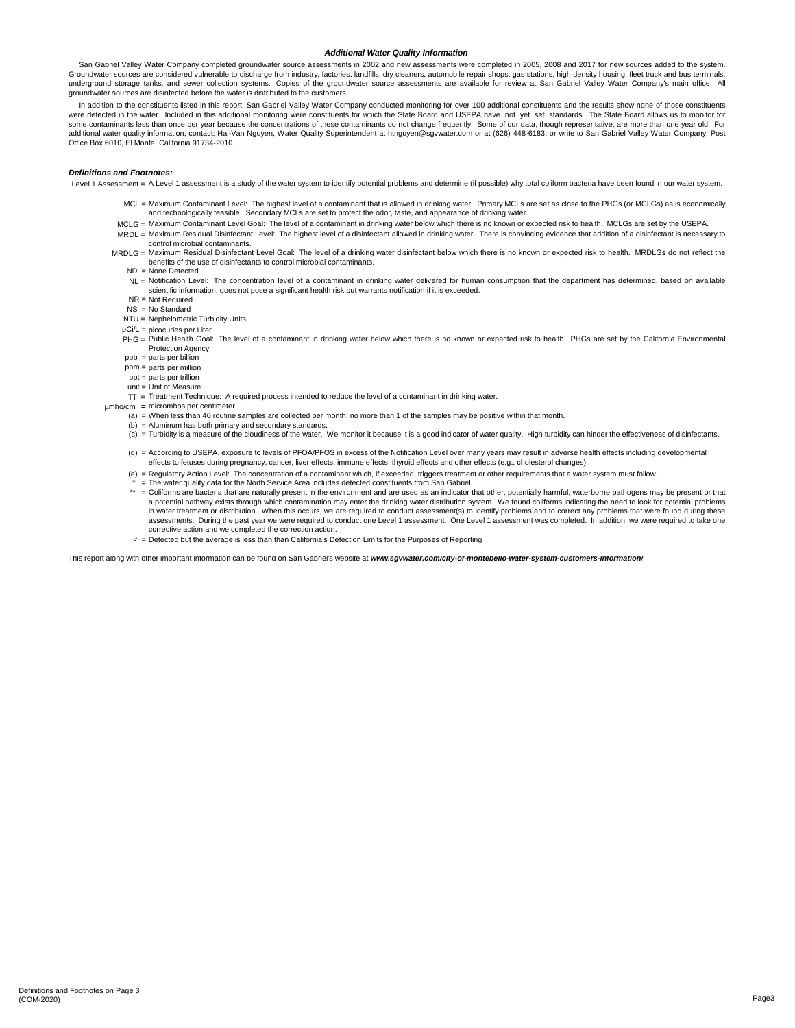### *Additional Water Quality Information*

San Gabriel Valley Water Company completed groundwater source assessments in 2002 and new assessments were completed in 2005, 2008 and 2017 for new sources added to the system. Groundwater sources are considered vulnerable to discharge from industry, factories, landfills, dry cleaners, automobile repair shops, gas stations, high density housing, fleet truck and bus terminals, underground storage tanks, and sewer collection systems. Copies of the groundwater source assessments are available for review at San Gabriel Valley Water Company's main office. All groundwater sources are disinfected before the water is distributed to the customers.

In addition to the constituents listed in this report, San Gabriel Valley Water Company conducted monitoring for over 100 additional constituents and the results show none of those constituents were detected in the water. Included in this additional monitoring were constituents for which the State Board and USEPA have not yet set standards. The State Board allows us to monitor for some contaminants less than once per year because the concentrations of these contaminants do not change frequently. Some of our data, though representative, are more than one year old. For additional water quality information, contact: Hai-Van Nguyen, Water Quality Superintendent at htnguyen@sgvwater.com or at (626) 448-6183, or write to San Gabriel Valley Water Company, Post Office Box 6010, El Monte, California 91734-2010.

### *Definitions and Footnotes:*

Level 1 Assessment = A Level 1 assessment is a study of the water system to identify potential problems and determine (if possible) why total coliform bacteria have been found in our water system.

MCL = Maximum Contaminant Level: The highest level of a contaminant that is allowed in drinking water. Primary MCLs are set as close to the PHGs (or MCLGs) as is economically and technologically feasible. Secondary MCLs are set to protect the odor, taste, and appearance of drinking water.

MCLG = Maximum Contaminant Level Goal: The level of a contaminant in drinking water below which there is no known or expected risk to health. MCLGs are set by the USEPA.

MRDL = Maximum Residual Disinfectant Level: The highest level of a disinfectant allowed in drinking water. There is convincing evidence that addition of a disinfectant is necessary to control microbial contaminants.

MRDLG = Maximum Residual Disinfectant Level Goal: The level of a drinking water disinfectant below which there is no known or expected risk to health. MRDLGs do not reflect the benefits of the use of disinfectants to control microbial contaminants.

ND = None Detected

NL = Notification Level: The concentration level of a contaminant in drinking water delivered for human consumption that the department has determined, based on available scientific information, does not pose a significant health risk but warrants notification if it is exceeded.

NR = Not Required

NS = No Standard

NTU = Nephelometric Turbidity Units

pCi/L = picocuries per Liter

PHG = Public Health Goal: The level of a contaminant in drinking water below which there is no known or expected risk to health. PHGs are set by the California Environmental Protection Agency.

ppb = parts per billion

ppm = parts per million

ppt = parts per trillion

unit = Unit of Measure

TT = Treatment Technique: A required process intended to reduce the level of a contaminant in drinking water.

µmho/cm = micromhos per centimeter

(a) = When less than 40 routine samples are collected per month, no more than 1 of the samples may be positive within that month.

(b) = Aluminum has both primary and secondary standards.

(c) = Turbidity is a measure of the cloudiness of the water. We monitor it because it is a good indicator of water quality. High turbidity can hinder the effectiveness of disinfectants.

(d) = According to USEPA, exposure to levels of PFOA/PFOS in excess of the Notification Level over many years may result in adverse health effects including developmental effects to fetuses during pregnancy, cancer, liver effects, immune effects, thyroid effects and other effects (e.g., cholesterol changes).

(e) = Regulatory Action Level: The concentration of a contaminant which, if exceeded, triggers treatment or other requirements that a water system must follow.

\* = The water quality data for the North Service Area includes detected constituents from San Gabriel.

\*\* = Coliforms are bacteria that are naturally present in the environment and are used as an indicator that other, potentially harmful, waterborne pathogens may be present or that a potential pathway exists through which contamination may enter the drinking water distribution system. We found coliforms indicating the need to look for potential problems in water treatment or distribution. When this occurs, we are required to conduct assessment(s) to identify problems and to correct any problems that were found during these assessments. During the past year we were required to conduct one Level 1 assessment. One Level 1 assessment was completed. In addition, we were required to take one corrective action and we completed the correction action.

< = Detected but the average is less than than California's Detection Limits for the Purposes of Reporting

This report along with other important information can be found on San Gabriel's website at ***www.sgvwater.com/city-of-montebello-water-system-customers-information/***

Definitions and Footnotes on Page 3
(COM-2020)